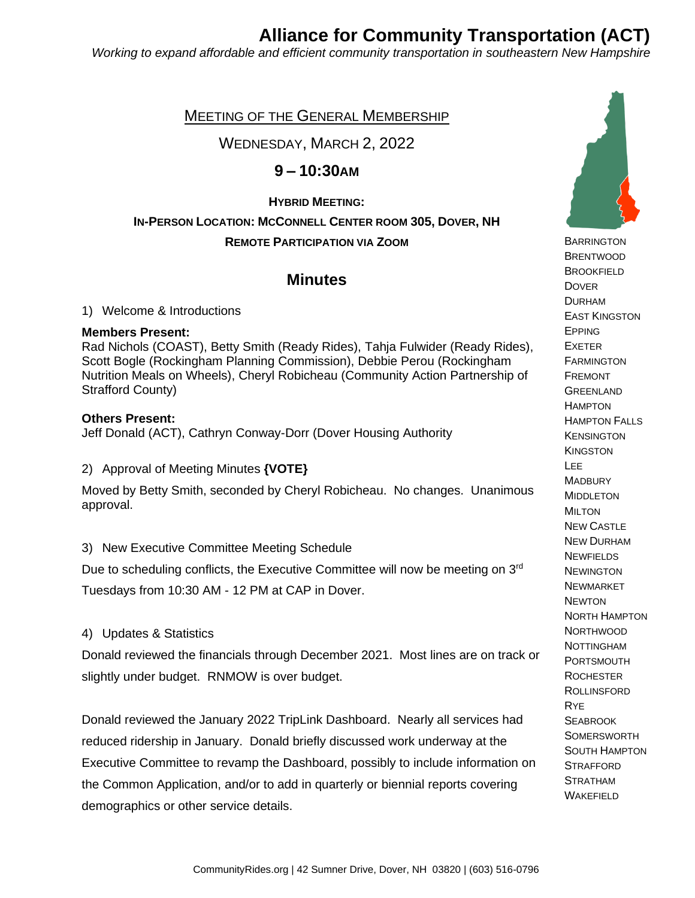# Alliance for Community Transportation (ACT)

*Working to expand affordable and efficient community transportation in southeastern New Hampshire*

## Meeting of the General Membership

Wednesday, March 2, 2022

**9 – 10:30AM**

**Hybrid Meeting:**

**In-Person Location: McConnell Center room 305, Dover, NH**

**Remote Participation via Zoom**

## Minutes

1) Welcome & Introductions

**Members Present:**
Rad Nichols (COAST), Betty Smith (Ready Rides), Tahja Fulwider (Ready Rides), Scott Bogle (Rockingham Planning Commission), Debbie Perou (Rockingham Nutrition Meals on Wheels), Cheryl Robicheau (Community Action Partnership of Strafford County)

**Others Present:**
Jeff Donald (ACT), Cathryn Conway-Dorr (Dover Housing Authority

2) Approval of Meeting Minutes **{VOTE}**

Moved by Betty Smith, seconded by Cheryl Robicheau. No changes. Unanimous approval.

3) New Executive Committee Meeting Schedule

Due to scheduling conflicts, the Executive Committee will now be meeting on 3rd Tuesdays from 10:30 AM - 12 PM at CAP in Dover.

4) Updates & Statistics

Donald reviewed the financials through December 2021. Most lines are on track or slightly under budget. RNMOW is over budget.

Donald reviewed the January 2022 TripLink Dashboard. Nearly all services had reduced ridership in January. Donald briefly discussed work underway at the Executive Committee to revamp the Dashboard, possibly to include information on the Common Application, and/or to add in quarterly or biennial reports covering demographics or other service details.

Barrington
Brentwood
Brookfield
Dover
Durham
East Kingston
Epping
Exeter
Farmington
Fremont
Greenland
Hampton
Hampton Falls
Kensington
Kingston
Lee
Madbury
Middleton
Milton
New Castle
New Durham
Newfields
Newington
Newmarket
Newton
North Hampton
Northwood
Nottingham
Portsmouth
Rochester
Rollinsford
Rye
Seabrook
Somersworth
South Hampton
Strafford
Stratham
Wakefield

CommunityRides.org | 42 Sumner Drive, Dover, NH 03820 | (603) 516-0796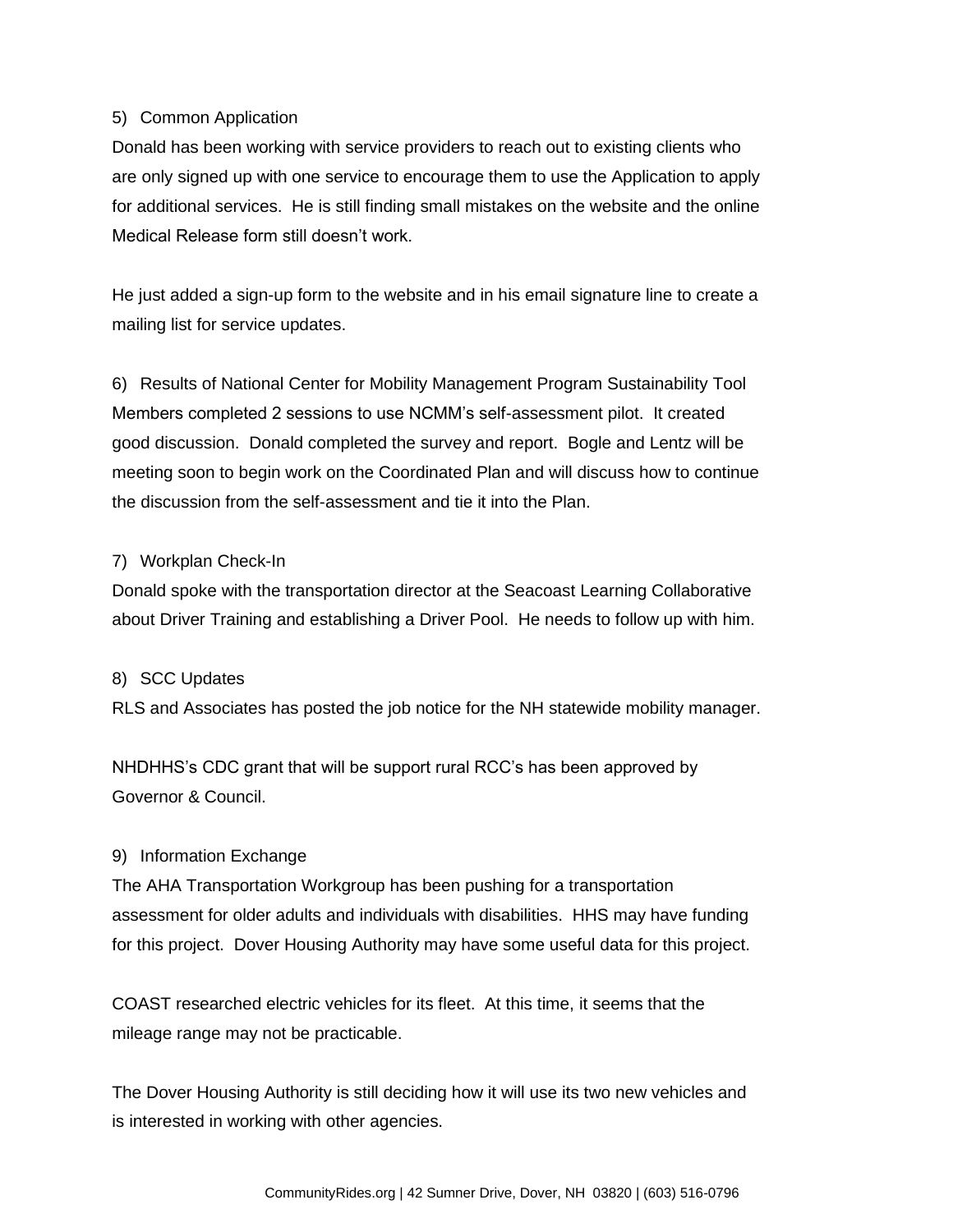5) Common Application

Donald has been working with service providers to reach out to existing clients who are only signed up with one service to encourage them to use the Application to apply for additional services. He is still finding small mistakes on the website and the online Medical Release form still doesn't work.

He just added a sign-up form to the website and in his email signature line to create a mailing list for service updates.

6) Results of National Center for Mobility Management Program Sustainability Tool

Members completed 2 sessions to use NCMM's self-assessment pilot. It created good discussion. Donald completed the survey and report. Bogle and Lentz will be meeting soon to begin work on the Coordinated Plan and will discuss how to continue the discussion from the self-assessment and tie it into the Plan.

7) Workplan Check-In

Donald spoke with the transportation director at the Seacoast Learning Collaborative about Driver Training and establishing a Driver Pool. He needs to follow up with him.

8) SCC Updates

RLS and Associates has posted the job notice for the NH statewide mobility manager.

NHDHHS's CDC grant that will be support rural RCC's has been approved by Governor & Council.

9) Information Exchange

The AHA Transportation Workgroup has been pushing for a transportation assessment for older adults and individuals with disabilities. HHS may have funding for this project. Dover Housing Authority may have some useful data for this project.

COAST researched electric vehicles for its fleet. At this time, it seems that the mileage range may not be practicable.

The Dover Housing Authority is still deciding how it will use its two new vehicles and is interested in working with other agencies.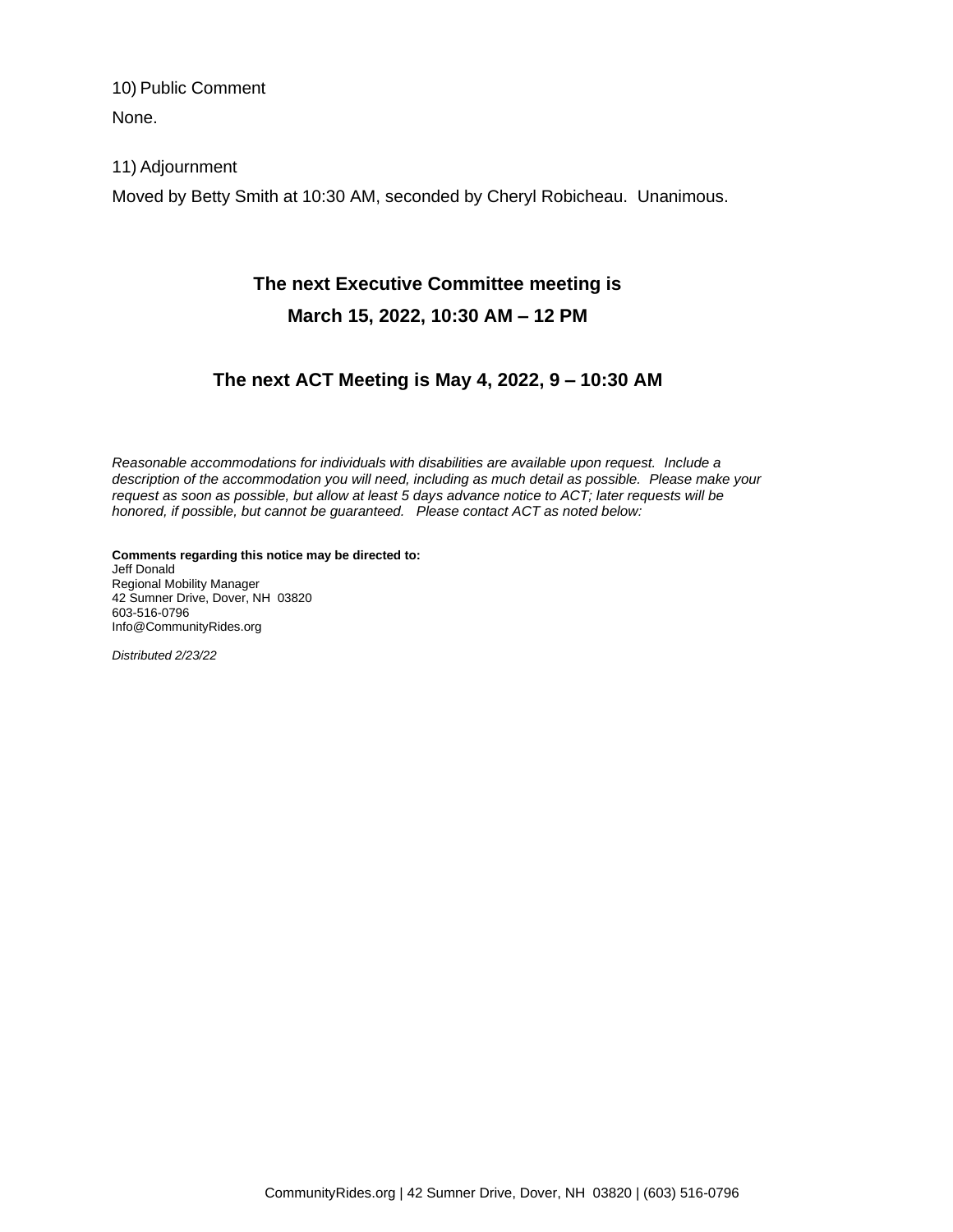10) Public Comment

None.

11) Adjournment

Moved by Betty Smith at 10:30 AM, seconded by Cheryl Robicheau. Unanimous.

**The next Executive Committee meeting is**

**March 15, 2022, 10:30 AM – 12 PM**

**The next ACT Meeting is May 4, 2022, 9 – 10:30 AM**

*Reasonable accommodations for individuals with disabilities are available upon request. Include a description of the accommodation you will need, including as much detail as possible. Please make your request as soon as possible, but allow at least 5 days advance notice to ACT; later requests will be honored, if possible, but cannot be guaranteed. Please contact ACT as noted below:*

**Comments regarding this notice may be directed to:**
Jeff Donald
Regional Mobility Manager
42 Sumner Drive, Dover, NH 03820
603-516-0796
Info@CommunityRides.org

*Distributed 2/23/22*